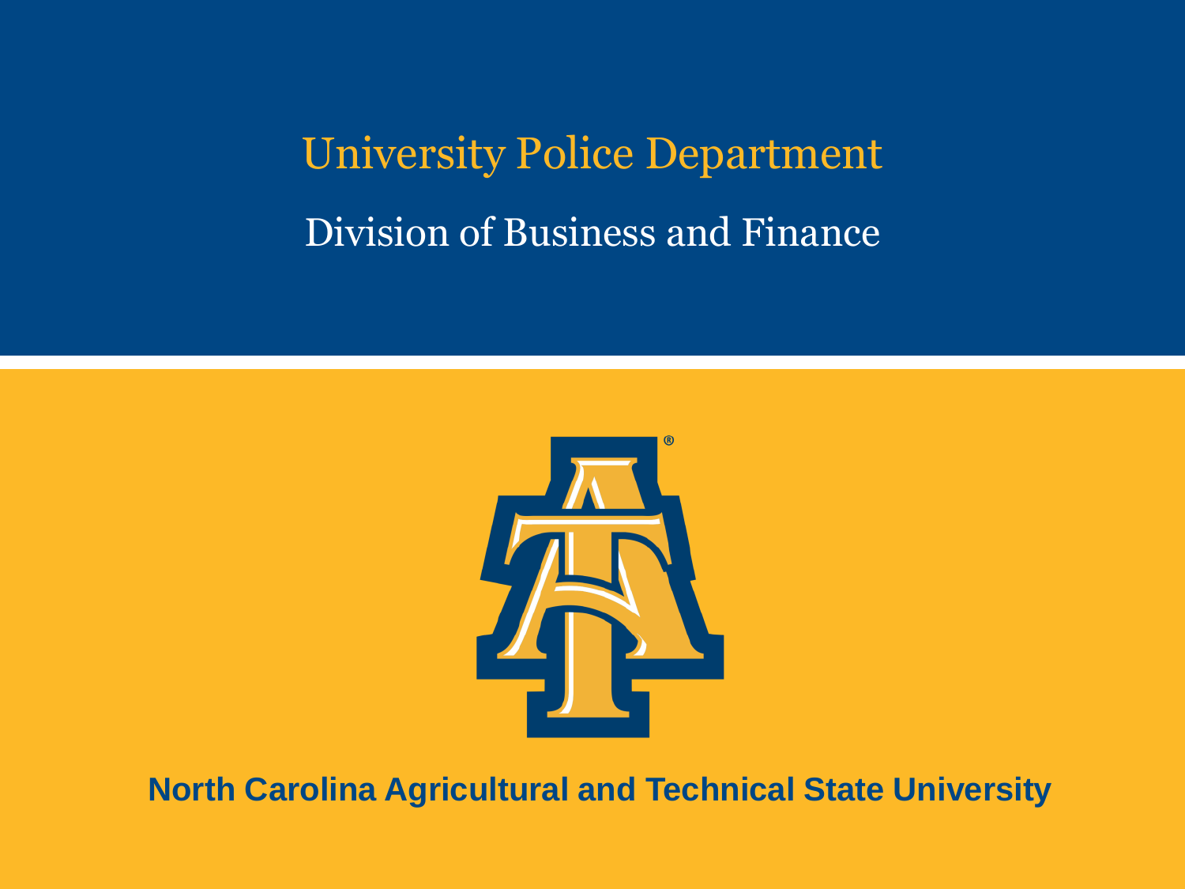# University Police Department

## Division of Business and Finance

**North Carolina Agricultural and Technical State University**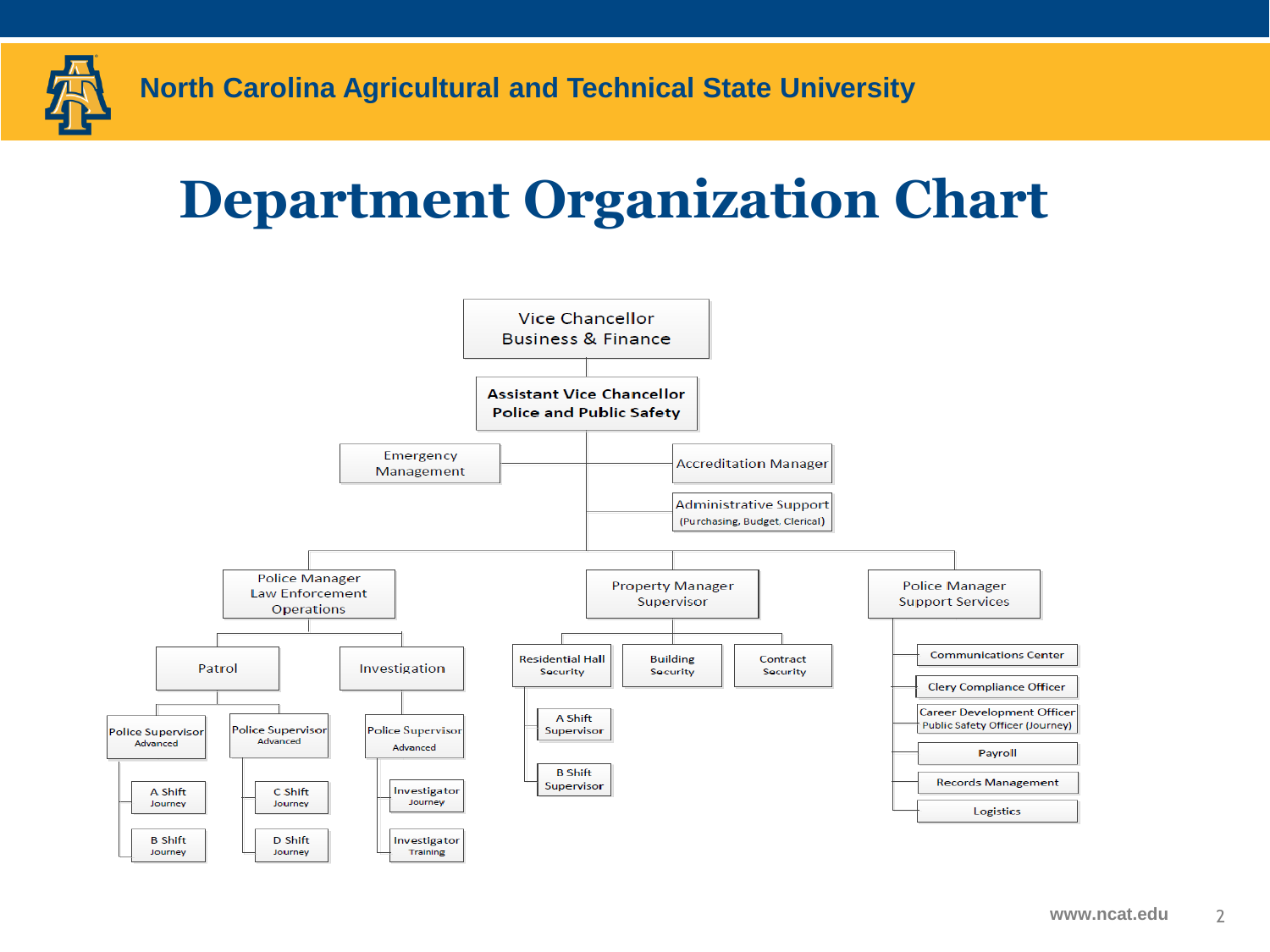North Carolina Agricultural and Technical State University

# Department Organization Chart

- Vice Chancellor Business & Finance
  - **Assistant Vice Chancellor Police and Public Safety**
    - Emergency Management
    - Accreditation Manager
    - Administrative Support (Purchasing, Budget, Clerical)
    - Police Manager Law Enforcement Operations
      - Patrol
        - Police Supervisor Advanced
          - A Shift Journey
          - B Shift Journey
        - Police Supervisor Advanced
          - C Shift Journey
          - D Shift Journey
      - Investigation
        - Police Supervisor Advanced
          - Investigator Journey
          - Investigator Training
    - Property Manager Supervisor
      - Residential Hall Security
        - A Shift Supervisor
        - B Shift Supervisor
      - Building Security
      - Contract Security
    - Police Manager Support Services
      - Communications Center
      - Clery Compliance Officer
      - Career Development Officer Public Safety Officer (Journey)
      - Payroll
      - Records Management
      - Logistics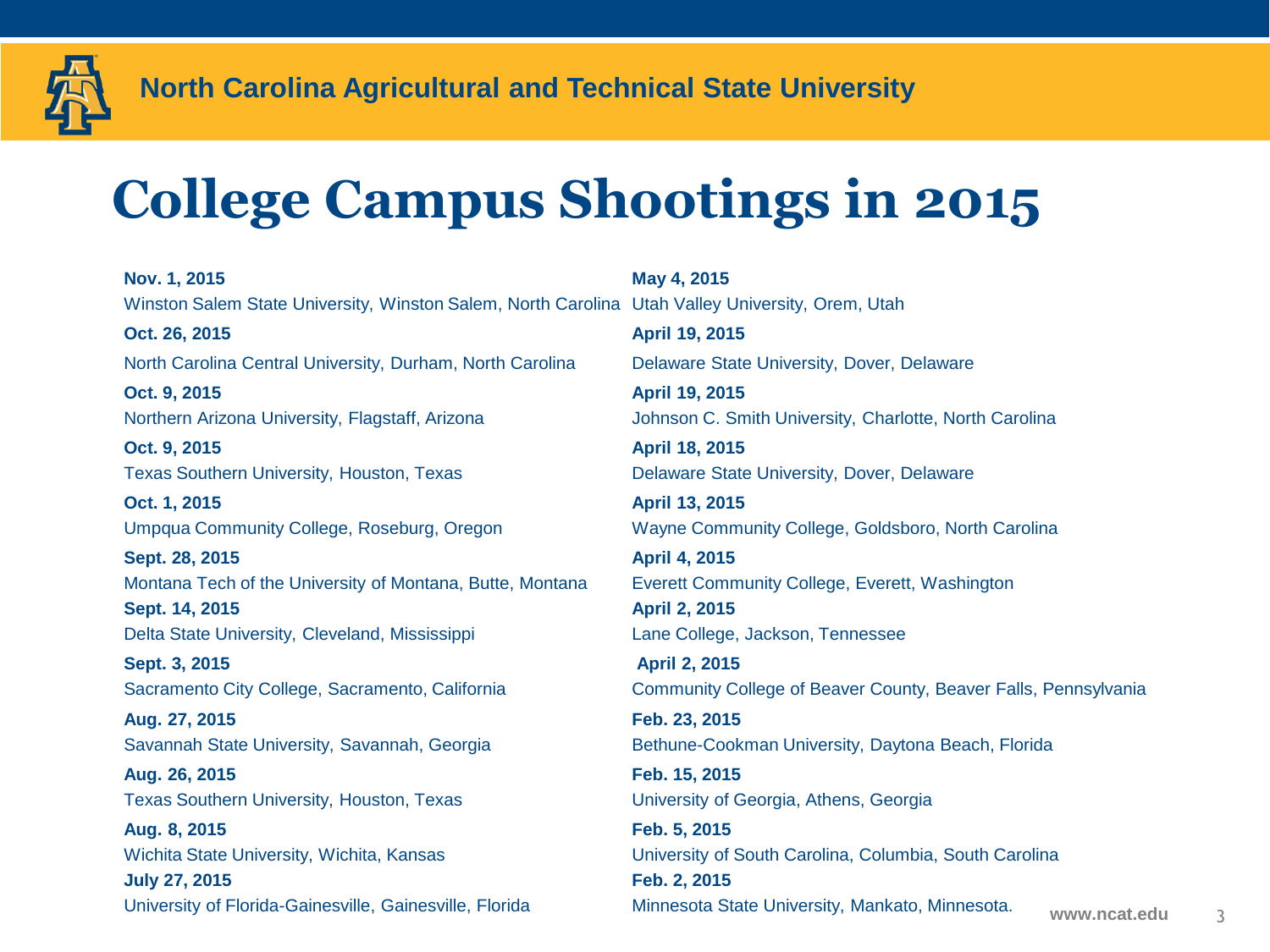# College Campus Shootings in 2015

**Nov. 1, 2015**
Winston Salem State University, Winston Salem, North Carolina

**Oct. 26, 2015**
North Carolina Central University, Durham, North Carolina

**Oct. 9, 2015**
Northern Arizona University, Flagstaff, Arizona

**Oct. 9, 2015**
Texas Southern University, Houston, Texas

**Oct. 1, 2015**
Umpqua Community College, Roseburg, Oregon

**Sept. 28, 2015**
Montana Tech of the University of Montana, Butte, Montana

**Sept. 14, 2015**
Delta State University, Cleveland, Mississippi

**Sept. 3, 2015**
Sacramento City College, Sacramento, California

**Aug. 27, 2015**
Savannah State University, Savannah, Georgia

**Aug. 26, 2015**
Texas Southern University, Houston, Texas

**Aug. 8, 2015**
Wichita State University, Wichita, Kansas

**July 27, 2015**
University of Florida-Gainesville, Gainesville, Florida

**May 4, 2015**
Utah Valley University, Orem, Utah

**April 19, 2015**
Delaware State University, Dover, Delaware

**April 19, 2015**
Johnson C. Smith University, Charlotte, North Carolina

**April 18, 2015**
Delaware State University, Dover, Delaware

**April 13, 2015**
Wayne Community College, Goldsboro, North Carolina

**April 4, 2015**
Everett Community College, Everett, Washington

**April 2, 2015**
Lane College, Jackson, Tennessee

**April 2, 2015**
Community College of Beaver County, Beaver Falls, Pennsylvania

**Feb. 23, 2015**
Bethune-Cookman University, Daytona Beach, Florida

**Feb. 15, 2015**
University of Georgia, Athens, Georgia

**Feb. 5, 2015**
University of South Carolina, Columbia, South Carolina

**Feb. 2, 2015**
Minnesota State University, Mankato, Minnesota.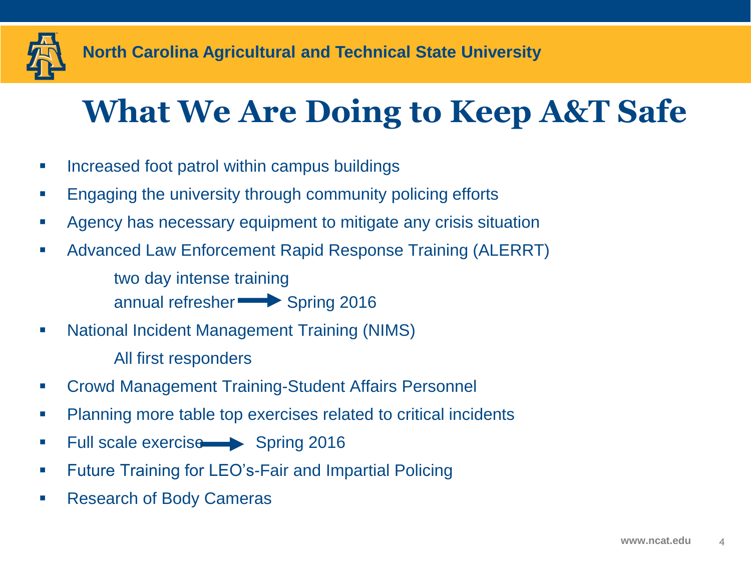# What We Are Doing to Keep A&T Safe

- Increased foot patrol within campus buildings
- Engaging the university through community policing efforts
- Agency has necessary equipment to mitigate any crisis situation
- Advanced Law Enforcement Rapid Response Training (ALERRT)
  - two day intense training
  - annual refresher → Spring 2016
- National Incident Management Training (NIMS)
  - All first responders
- Crowd Management Training-Student Affairs Personnel
- Planning more table top exercises related to critical incidents
- Full scale exercise → Spring 2016
- Future Training for LEO's-Fair and Impartial Policing
- Research of Body Cameras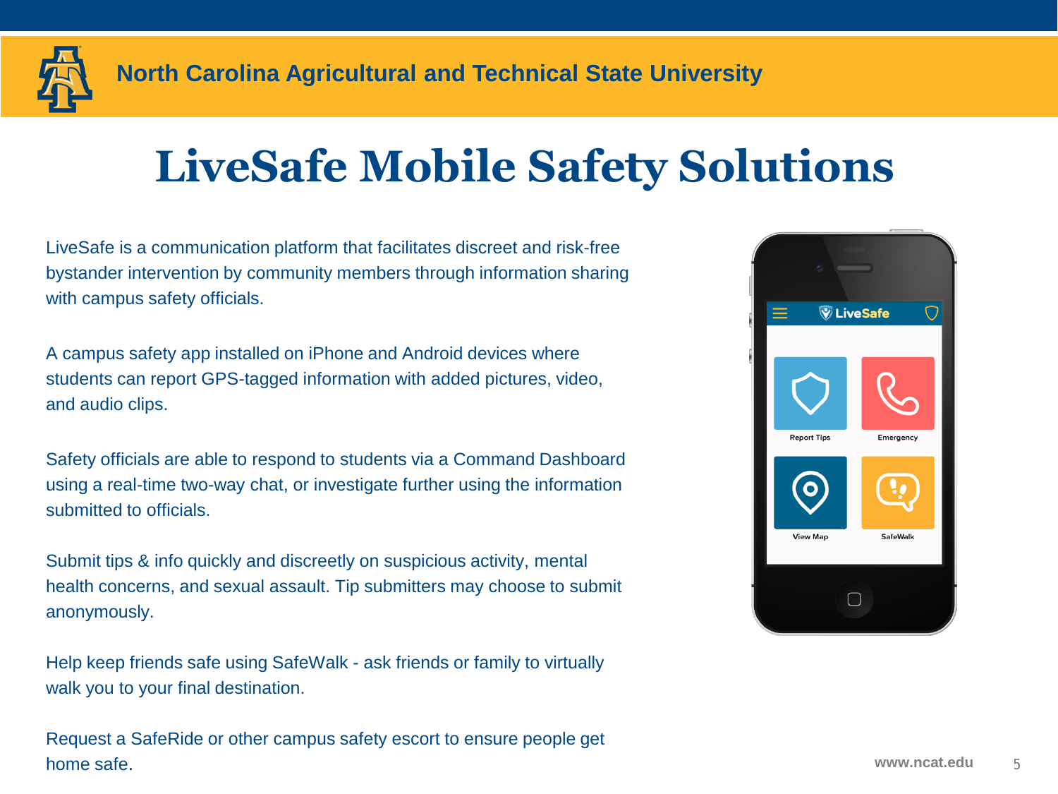# LiveSafe Mobile Safety Solutions

LiveSafe is a communication platform that facilitates discreet and risk-free bystander intervention by community members through information sharing with campus safety officials.

A campus safety app installed on iPhone and Android devices where students can report GPS-tagged information with added pictures, video, and audio clips.

Safety officials are able to respond to students via a Command Dashboard using a real-time two-way chat, or investigate further using the information submitted to officials.

Submit tips & info quickly and discreetly on suspicious activity, mental health concerns, and sexual assault. Tip submitters may choose to submit anonymously.

Help keep friends safe using SafeWalk - ask friends or family to virtually walk you to your final destination.

Request a SafeRide or other campus safety escort to ensure people get home safe.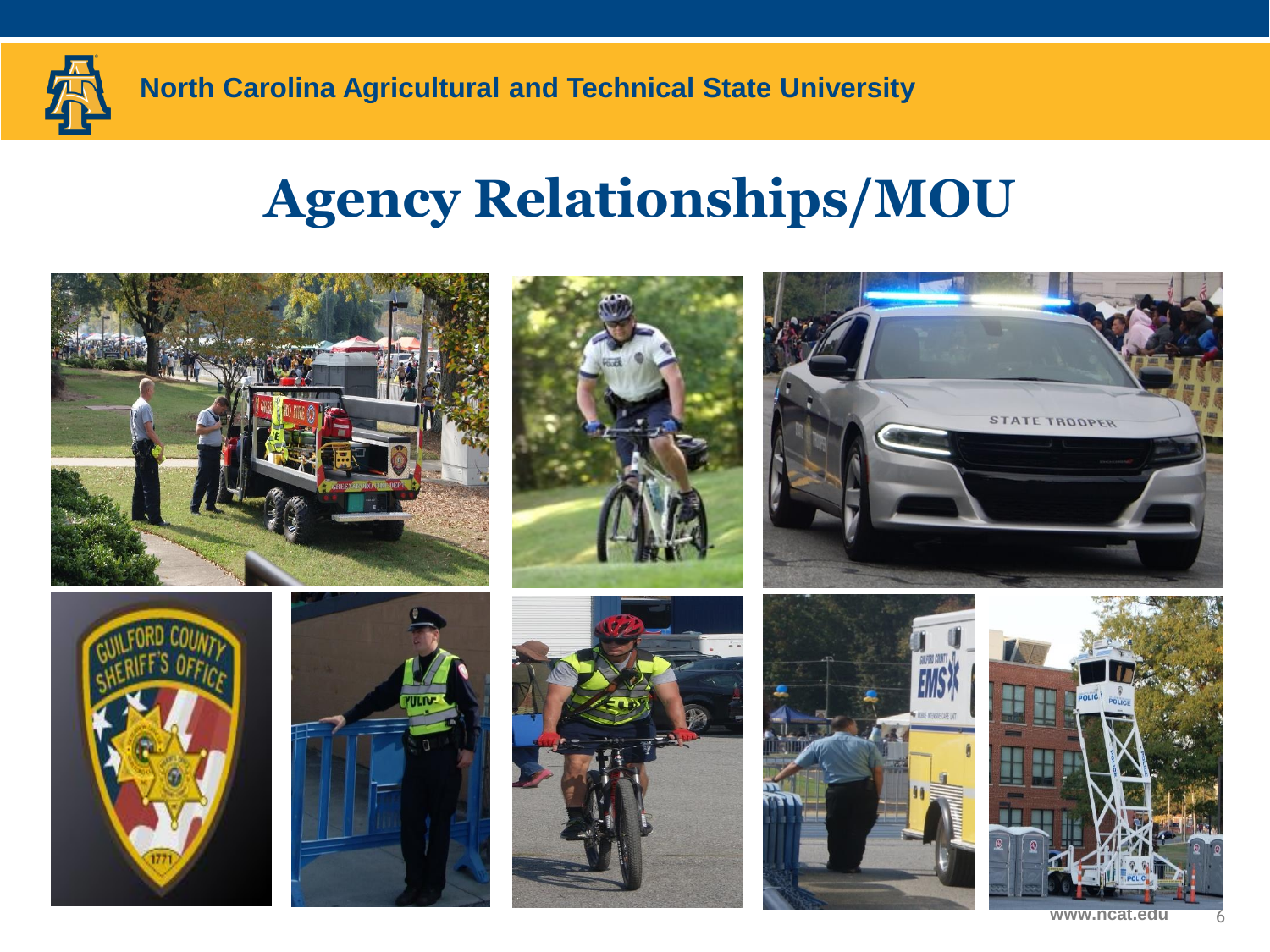North Carolina Agricultural and Technical State University

# Agency Relationships/MOU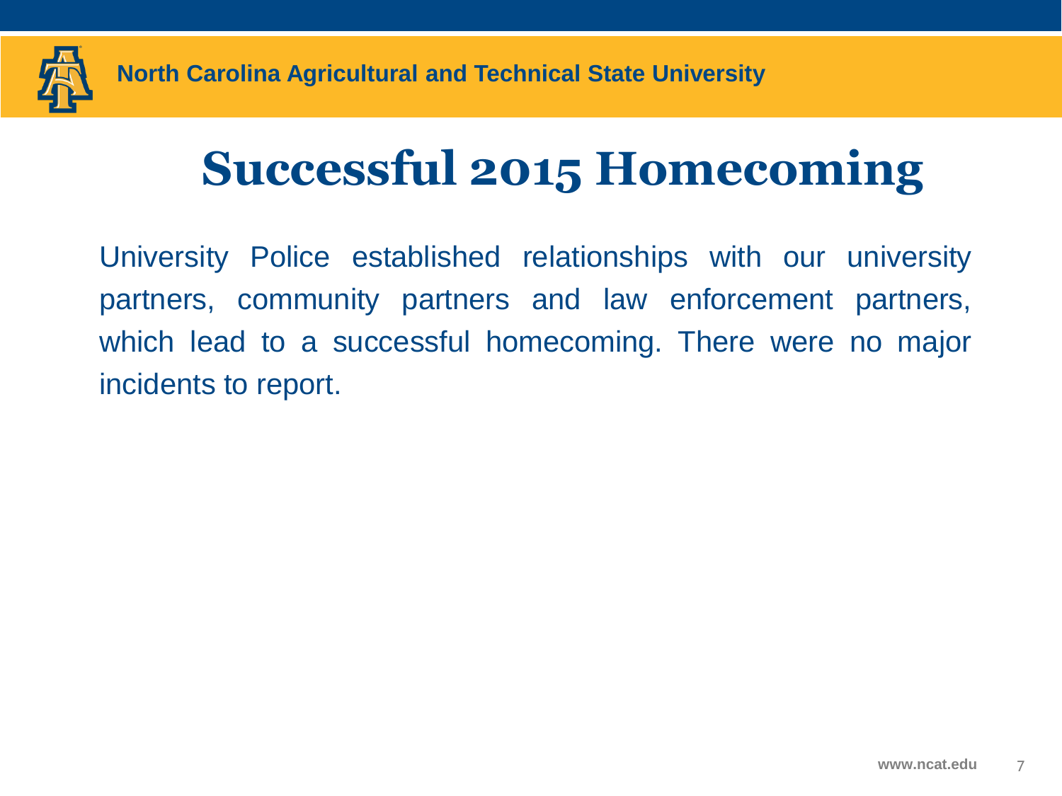# Successful 2015 Homecoming

University Police established relationships with our university partners, community partners and law enforcement partners, which lead to a successful homecoming. There were no major incidents to report.